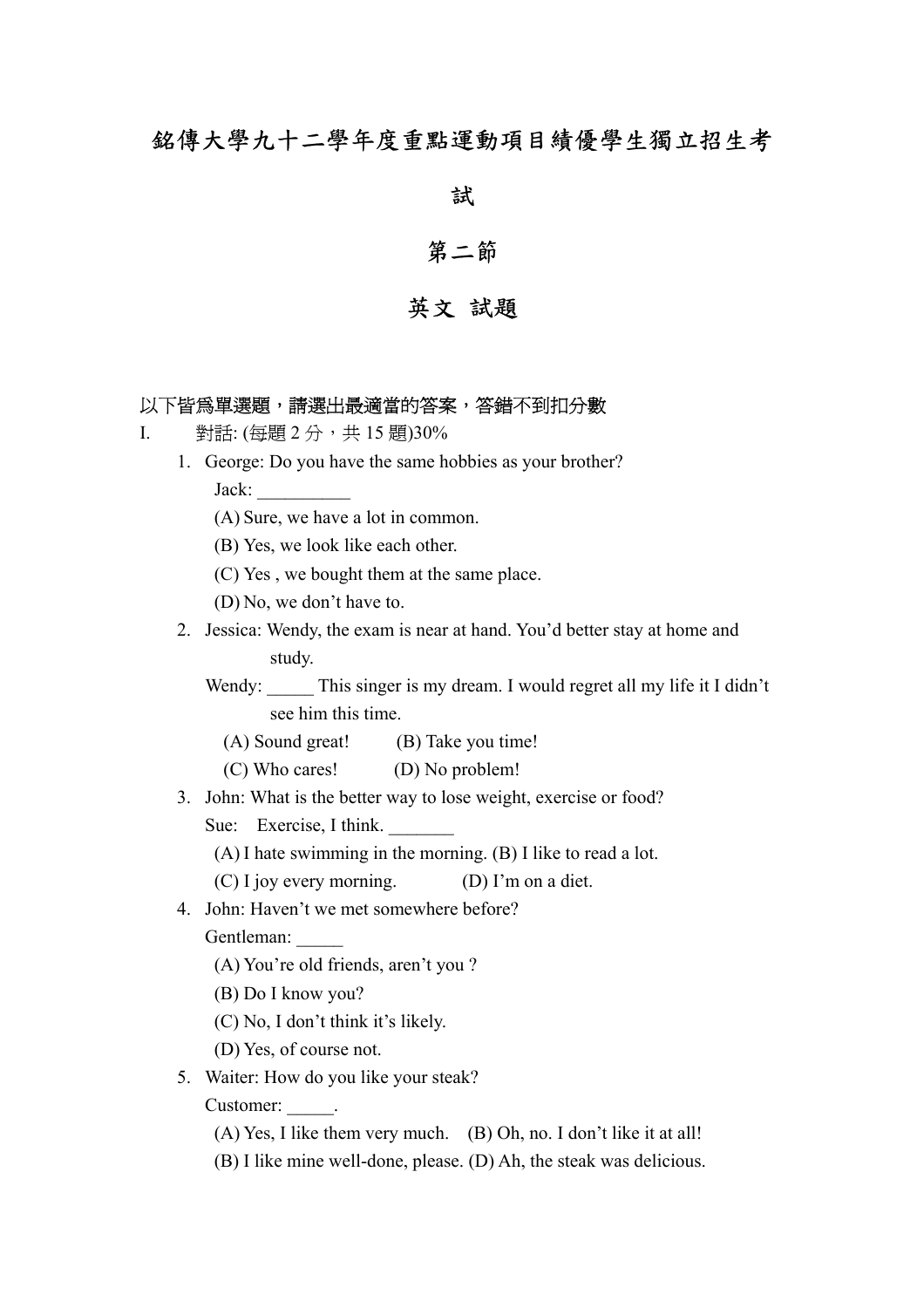# 銘傳大學九十二學年度重點運動項目績優學生獨立招生考試

## 第二節

## 英文 試題

以下皆為單選題，請選出最適當的答案，答錯不到扣分數

I. 對話: (每題 2 分，共 15 題)30%

1. George: Do you have the same hobbies as your brother?
   Jack: __________
   (A) Sure, we have a lot in common.
   (B) Yes, we look like each other.
   (C) Yes , we bought them at the same place.
   (D) No, we don’t have to.
2. Jessica: Wendy, the exam is near at hand. You’d better stay at home and study.
   Wendy: _____ This singer is my dream. I would regret all my life it I didn’t see him this time.
   (A) Sound great! (B) Take you time!
   (C) Who cares! (D) No problem!
3. John: What is the better way to lose weight, exercise or food?
   Sue: Exercise, I think. _______
   (A) I hate swimming in the morning. (B) I like to read a lot.
   (C) I joy every morning. (D) I’m on a diet.
4. John: Haven’t we met somewhere before?
   Gentleman: _____
   (A) You’re old friends, aren’t you ?
   (B) Do I know you?
   (C) No, I don’t think it’s likely.
   (D) Yes, of course not.
5. Waiter: How do you like your steak?
   Customer: _____.
   (A) Yes, I like them very much. (B) Oh, no. I don’t like it at all!
   (B) I like mine well-done, please. (D) Ah, the steak was delicious.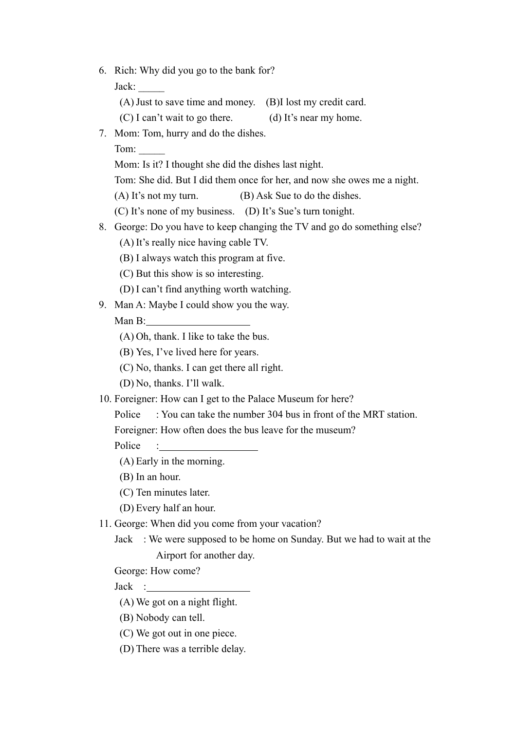6. Rich: Why did you go to the bank for?

   Jack: _____

   (A) Just to save time and money. (B)I lost my credit card.

   (C) I can't wait to go there. (d) It's near my home.

7. Mom: Tom, hurry and do the dishes.

   Tom: _____

   Mom: Is it? I thought she did the dishes last night.

   Tom: She did. But I did them once for her, and now she owes me a night.

   (A) It's not my turn. (B) Ask Sue to do the dishes.

   (C) It's none of my business. (D) It's Sue's turn tonight.

8. George: Do you have to keep changing the TV and go do something else?

   (A) It's really nice having cable TV.

   (B) I always watch this program at five.

   (C) But this show is so interesting.

   (D) I can't find anything worth watching.

9. Man A: Maybe I could show you the way.

   Man B:____________________

   (A) Oh, thank. I like to take the bus.

   (B) Yes, I've lived here for years.

   (C) No, thanks. I can get there all right.

   (D) No, thanks. I'll walk.

10. Foreigner: How can I get to the Palace Museum for here?

    Police : You can take the number 304 bus in front of the MRT station.

    Foreigner: How often does the bus leave for the museum?

    Police :____________________

    (A) Early in the morning.

    (B) In an hour.

    (C) Ten minutes later.

    (D) Every half an hour.

11. George: When did you come from your vacation?

    Jack : We were supposed to be home on Sunday. But we had to wait at the Airport for another day.

    George: How come?

    Jack :____________________

    (A) We got on a night flight.

    (B) Nobody can tell.

    (C) We got out in one piece.

    (D) There was a terrible delay.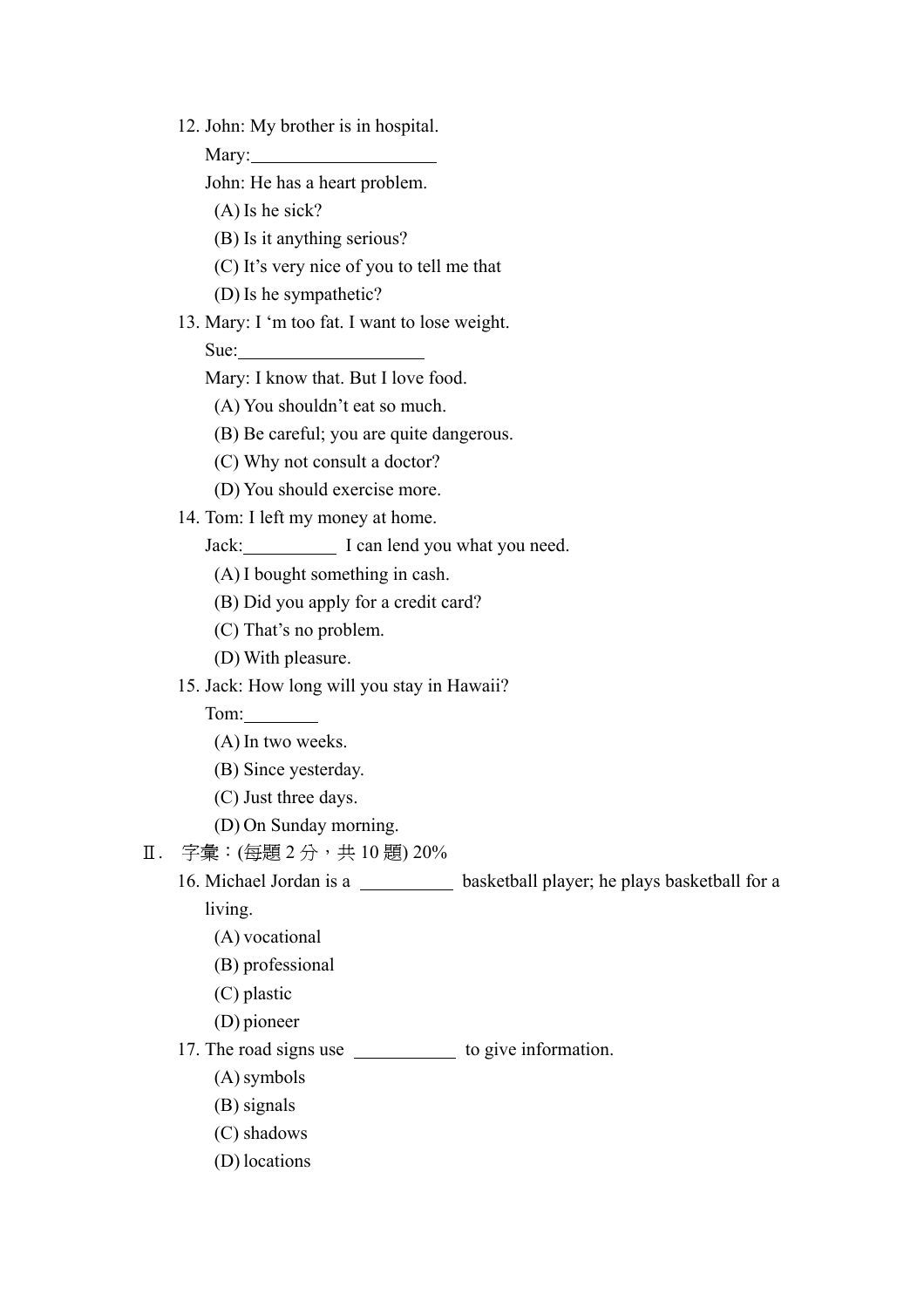12. John: My brother is in hospital.

    Mary:____________________

    John: He has a heart problem.

    (A) Is he sick?
    (B) Is it anything serious?
    (C) It's very nice of you to tell me that
    (D) Is he sympathetic?

13. Mary: I 'm too fat. I want to lose weight.

    Sue:____________________

    Mary: I know that. But I love food.

    (A) You shouldn't eat so much.
    (B) Be careful; you are quite dangerous.
    (C) Why not consult a doctor?
    (D) You should exercise more.

14. Tom: I left my money at home.

    Jack:__________ I can lend you what you need.

    (A) I bought something in cash.
    (B) Did you apply for a credit card?
    (C) That's no problem.
    (D) With pleasure.

15. Jack: How long will you stay in Hawaii?

    Tom:________

    (A) In two weeks.
    (B) Since yesterday.
    (C) Just three days.
    (D) On Sunday morning.

Ⅱ. 字彙：(每題 2 分，共 10 題) 20%

16. Michael Jordan is a __________ basketball player; he plays basketball for a living.

    (A) vocational
    (B) professional
    (C) plastic
    (D) pioneer

17. The road signs use ___________ to give information.

    (A) symbols
    (B) signals
    (C) shadows
    (D) locations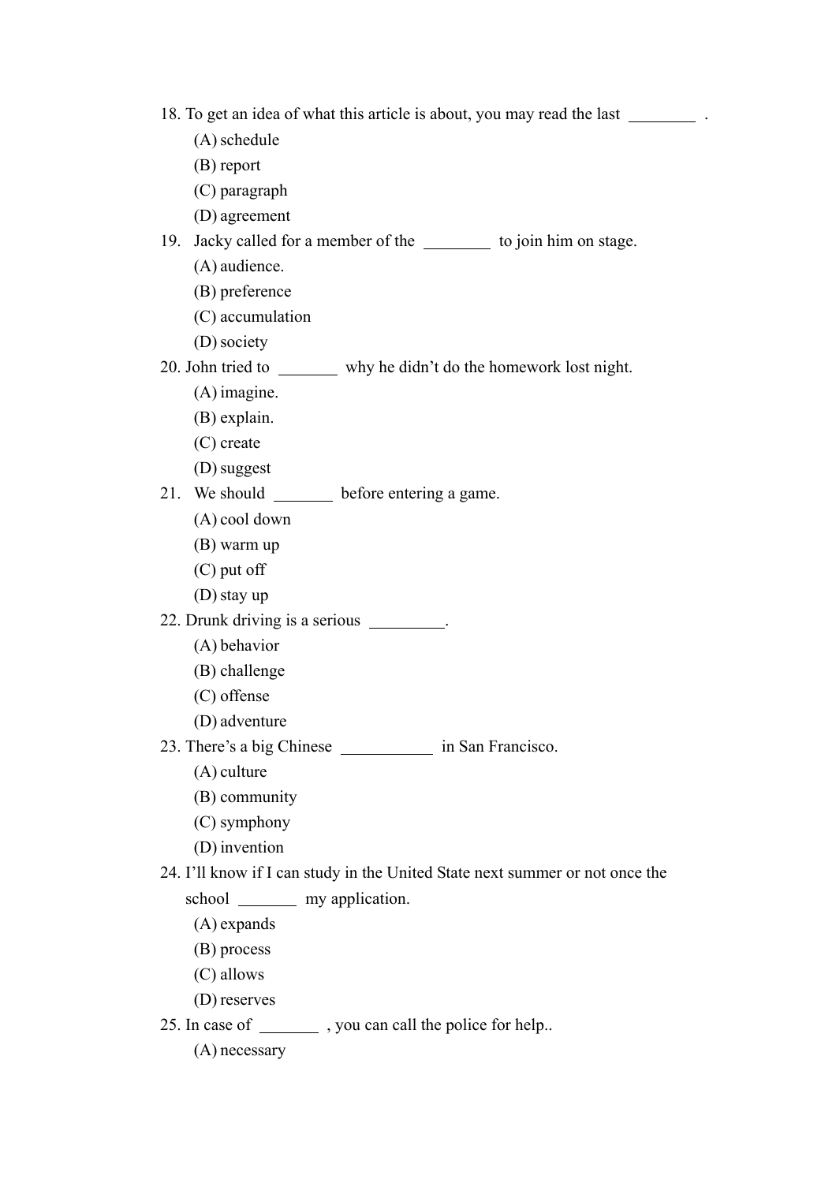18. To get an idea of what this article is about, you may read the last ________ .
    (A) schedule
    (B) report
    (C) paragraph
    (D) agreement

19. Jacky called for a member of the ________ to join him on stage.
    (A) audience.
    (B) preference
    (C) accumulation
    (D) society

20. John tried to _______ why he didn't do the homework lost night.
    (A) imagine.
    (B) explain.
    (C) create
    (D) suggest

21. We should _______ before entering a game.
    (A) cool down
    (B) warm up
    (C) put off
    (D) stay up

22. Drunk driving is a serious _________.
    (A) behavior
    (B) challenge
    (C) offense
    (D) adventure

23. There's a big Chinese ___________ in San Francisco.
    (A) culture
    (B) community
    (C) symphony
    (D) invention

24. I'll know if I can study in the United State next summer or not once the school _______ my application.
    (A) expands
    (B) process
    (C) allows
    (D) reserves

25. In case of _______ , you can call the police for help..
    (A) necessary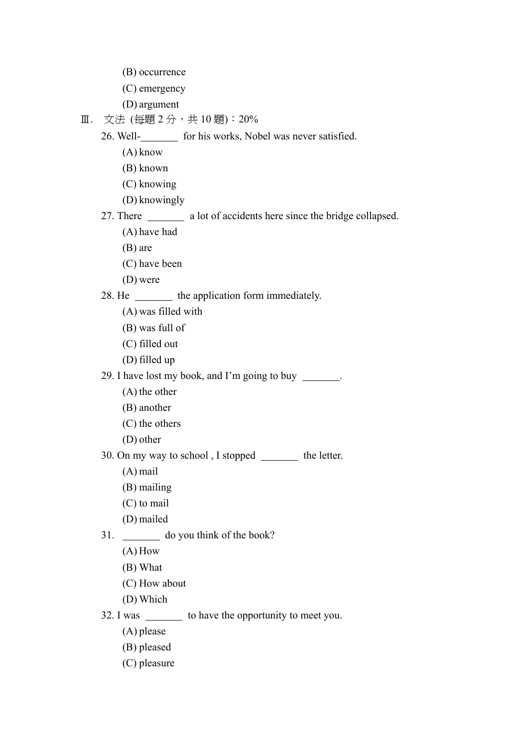(B) occurrence
(C) emergency
(D) argument

Ⅲ. 文法 (每題 2 分，共 10 題)：20%

26. Well-_______ for his works, Nobel was never satisfied.
    (A) know
    (B) known
    (C) knowing
    (D) knowingly

27. There _______ a lot of accidents here since the bridge collapsed.
    (A) have had
    (B) are
    (C) have been
    (D) were

28. He _______ the application form immediately.
    (A) was filled with
    (B) was full of
    (C) filled out
    (D) filled up

29. I have lost my book, and I'm going to buy _______.
    (A) the other
    (B) another
    (C) the others
    (D) other

30. On my way to school , I stopped _______ the letter.
    (A) mail
    (B) mailing
    (C) to mail
    (D) mailed

31. _______ do you think of the book?
    (A) How
    (B) What
    (C) How about
    (D) Which

32. I was _______ to have the opportunity to meet you.
    (A) please
    (B) pleased
    (C) pleasure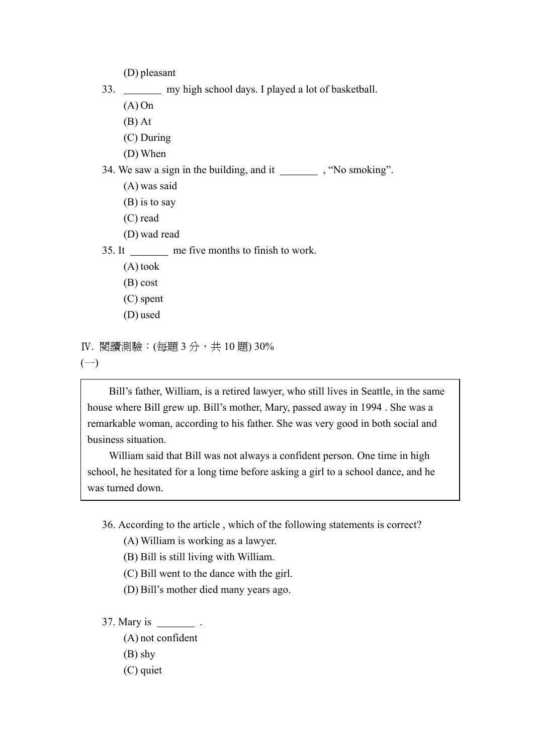(D) pleasant

33. _______ my high school days. I played a lot of basketball.

(A) On
(B) At
(C) During
(D) When

34. We saw a sign in the building, and it _______ , “No smoking”.

(A) was said
(B) is to say
(C) read
(D) wad read

35. It _______ me five months to finish to work.

(A) took
(B) cost
(C) spent
(D) used

Ⅳ. 閱讀測驗：(每題 3 分，共 10 題) 30%

(一)

> Bill’s father, William, is a retired lawyer, who still lives in Seattle, in the same house where Bill grew up. Bill’s mother, Mary, passed away in 1994 . She was a remarkable woman, according to his father. She was very good in both social and business situation.
>
> William said that Bill was not always a confident person. One time in high school, he hesitated for a long time before asking a girl to a school dance, and he was turned down.

36. According to the article , which of the following statements is correct?

(A) William is working as a lawyer.
(B) Bill is still living with William.
(C) Bill went to the dance with the girl.
(D) Bill’s mother died many years ago.

37. Mary is _______ .

(A) not confident
(B) shy
(C) quiet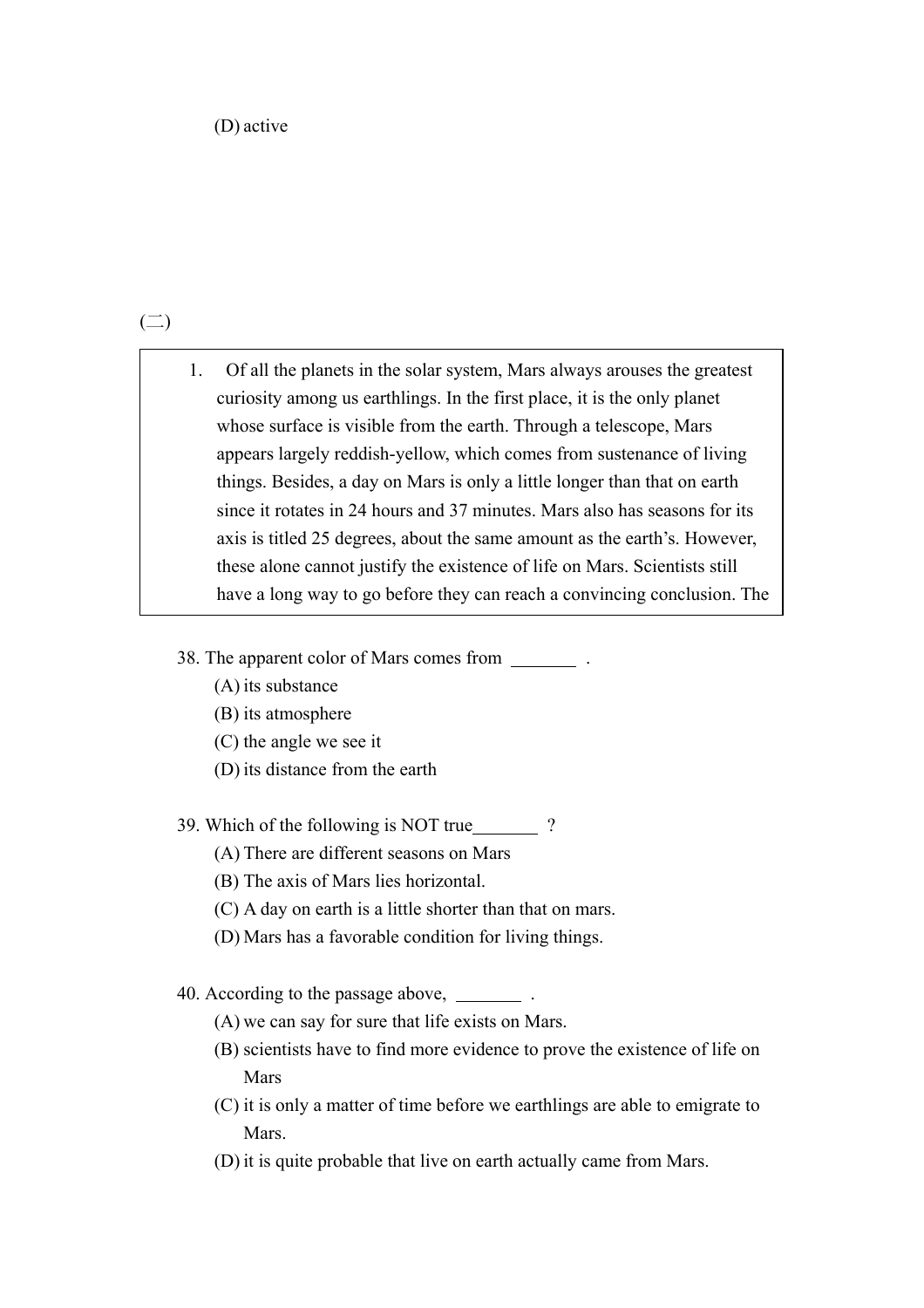(D) active

(二)

1. Of all the planets in the solar system, Mars always arouses the greatest curiosity among us earthlings. In the first place, it is the only planet whose surface is visible from the earth. Through a telescope, Mars appears largely reddish-yellow, which comes from sustenance of living things. Besides, a day on Mars is only a little longer than that on earth since it rotates in 24 hours and 37 minutes. Mars also has seasons for its axis is titled 25 degrees, about the same amount as the earth's. However, these alone cannot justify the existence of life on Mars. Scientists still have a long way to go before they can reach a convincing conclusion. The

38. The apparent color of Mars comes from ________ .
   (A) its substance
   (B) its atmosphere
   (C) the angle we see it
   (D) its distance from the earth

39. Which of the following is NOT true________ ?
   (A) There are different seasons on Mars
   (B) The axis of Mars lies horizontal.
   (C) A day on earth is a little shorter than that on mars.
   (D) Mars has a favorable condition for living things.

40. According to the passage above, ________ .
   (A) we can say for sure that life exists on Mars.
   (B) scientists have to find more evidence to prove the existence of life on Mars
   (C) it is only a matter of time before we earthlings are able to emigrate to Mars.
   (D) it is quite probable that live on earth actually came from Mars.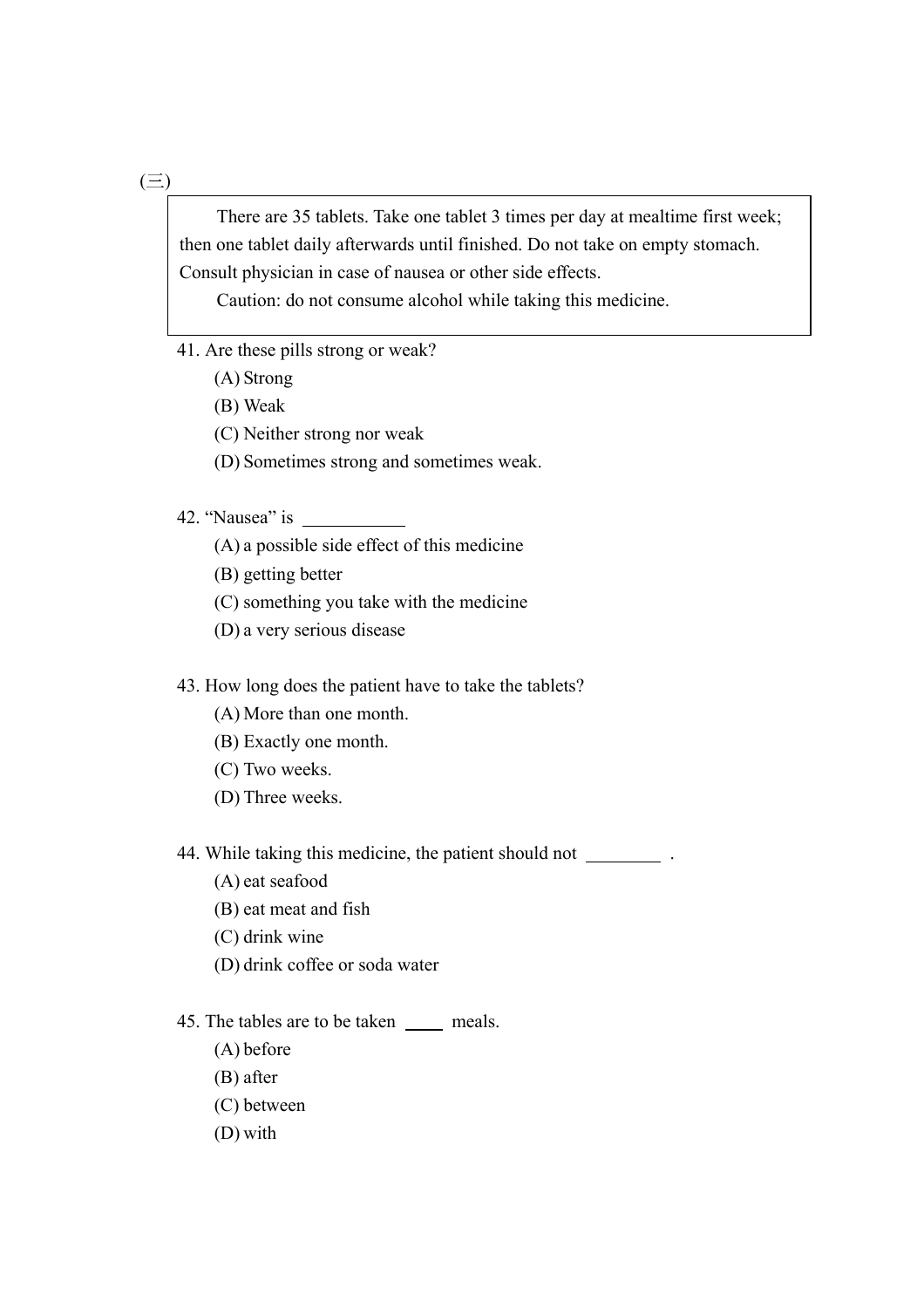(三)

There are 35 tablets. Take one tablet 3 times per day at mealtime first week; then one tablet daily afterwards until finished. Do not take on empty stomach. Consult physician in case of nausea or other side effects.

Caution: do not consume alcohol while taking this medicine.

41. Are these pills strong or weak?
    - (A) Strong
    - (B) Weak
    - (C) Neither strong nor weak
    - (D) Sometimes strong and sometimes weak.

42. "Nausea" is ___________
    - (A) a possible side effect of this medicine
    - (B) getting better
    - (C) something you take with the medicine
    - (D) a very serious disease

43. How long does the patient have to take the tablets?
    - (A) More than one month.
    - (B) Exactly one month.
    - (C) Two weeks.
    - (D) Three weeks.

44. While taking this medicine, the patient should not ________ .
    - (A) eat seafood
    - (B) eat meat and fish
    - (C) drink wine
    - (D) drink coffee or soda water

45. The tables are to be taken ____ meals.
    - (A) before
    - (B) after
    - (C) between
    - (D) with